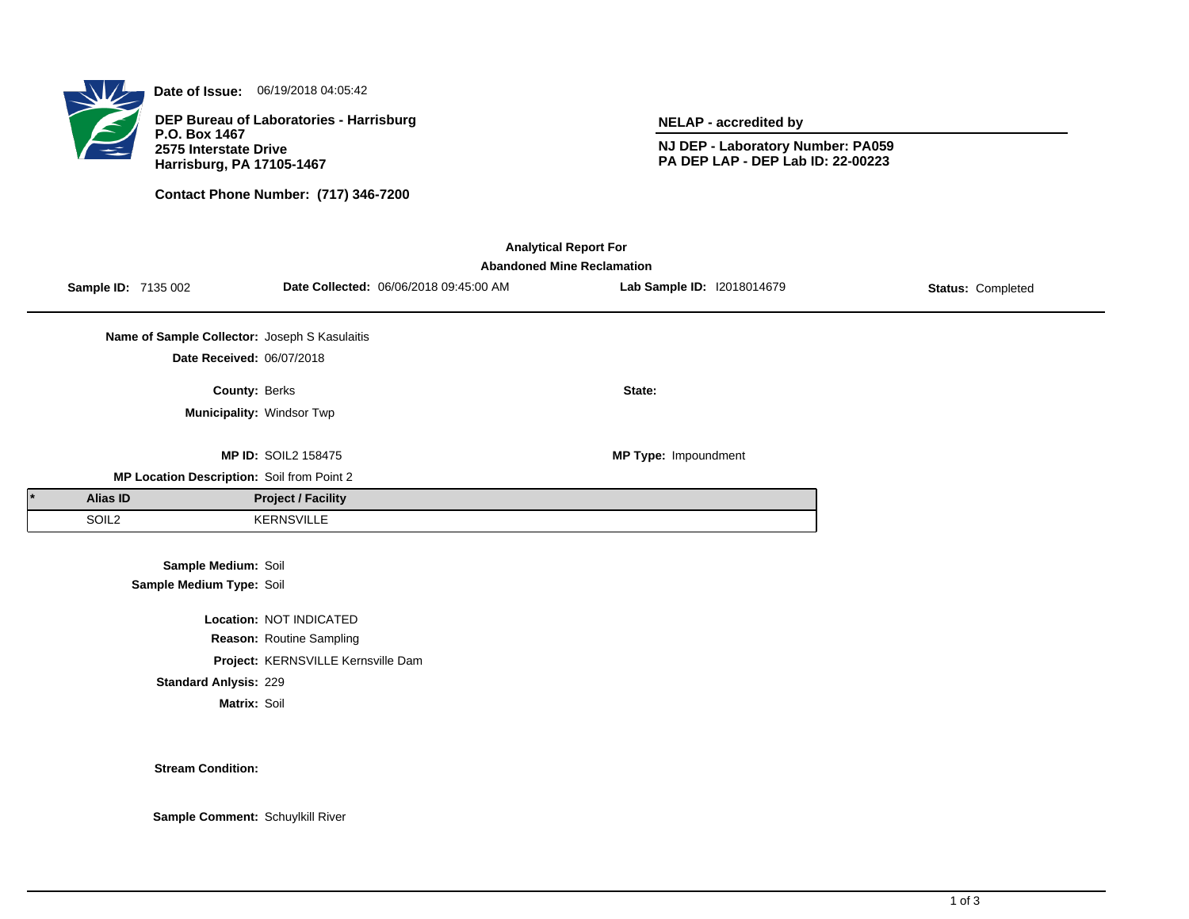**Date of Issue:** 06/19/2018 04:05:42

**DEP Bureau of Laboratories - Harrisburg**
**P.O. Box 1467**
**2575 Interstate Drive**
**Harrisburg, PA 17105-1467**

**Contact Phone Number: (717) 346-7200**

**NELAP - accredited by**

**NJ DEP - Laboratory Number: PA059**
**PA DEP LAP - DEP Lab ID: 22-00223**

**Analytical Report For**
**Abandoned Mine Reclamation**

**Sample ID:** 7135 002 **Date Collected:** 06/06/2018 09:45:00 AM **Lab Sample ID:** I2018014679 **Status:** Completed

**Name of Sample Collector:** Joseph S Kasulaitis

**Date Received:** 06/07/2018

**County:** Berks **State:**

**Municipality:** Windsor Twp

**MP ID:** SOIL2 158475 **MP Type:** Impoundment

**MP Location Description:** Soil from Point 2

| * | Alias ID | Project / Facility |
|---|---|---|
| | SOIL2 | KERNSVILLE |

**Sample Medium:** Soil

**Sample Medium Type:** Soil

**Location:** NOT INDICATED

**Reason:** Routine Sampling

**Project:** KERNSVILLE Kernsville Dam

**Standard Anlysis:** 229

**Matrix:** Soil

**Stream Condition:**

**Sample Comment:** Schuylkill River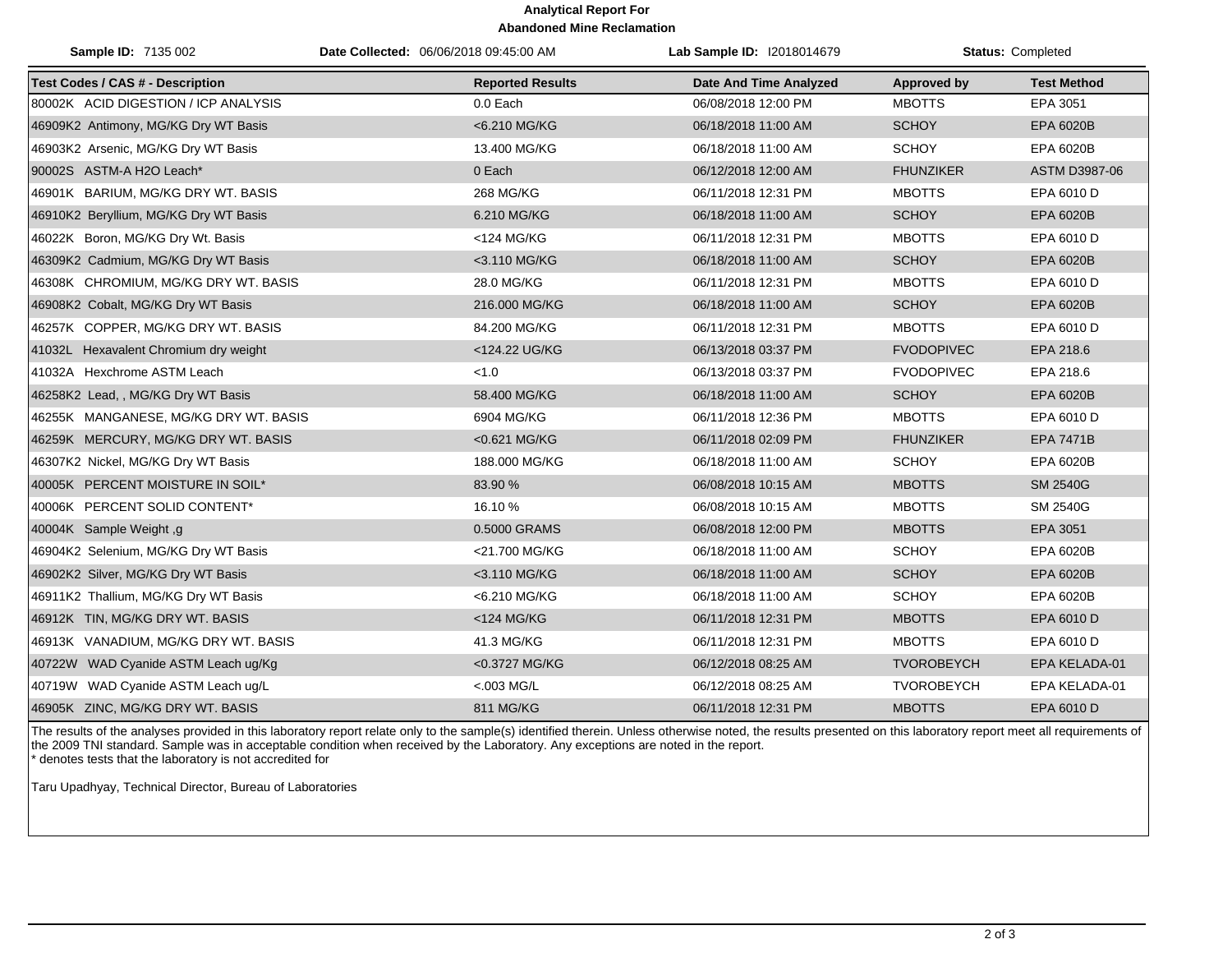**Analytical Report For**
**Abandoned Mine Reclamation**

| **Sample ID:** 7135 002 | **Date Collected:** 06/06/2018 09:45:00 AM | **Lab Sample ID:** I2018014679 | **Status:** Completed |
|---|---|---|---|

| Test Codes / CAS # - Description | Reported Results | Date And Time Analyzed | Approved by | Test Method |
|---|---|---|---|---|
| 80002K ACID DIGESTION / ICP ANALYSIS | 0.0 Each | 06/08/2018 12:00 PM | MBOTTS | EPA 3051 |
| 46909K2 Antimony, MG/KG Dry WT Basis | <6.210 MG/KG | 06/18/2018 11:00 AM | SCHOY | EPA 6020B |
| 46903K2 Arsenic, MG/KG Dry WT Basis | 13.400 MG/KG | 06/18/2018 11:00 AM | SCHOY | EPA 6020B |
| 90002S ASTM-A H2O Leach* | 0 Each | 06/12/2018 12:00 AM | FHUNZIKER | ASTM D3987-06 |
| 46901K BARIUM, MG/KG DRY WT. BASIS | 268 MG/KG | 06/11/2018 12:31 PM | MBOTTS | EPA 6010 D |
| 46910K2 Beryllium, MG/KG Dry WT Basis | 6.210 MG/KG | 06/18/2018 11:00 AM | SCHOY | EPA 6020B |
| 46022K Boron, MG/KG Dry Wt. Basis | <124 MG/KG | 06/11/2018 12:31 PM | MBOTTS | EPA 6010 D |
| 46309K2 Cadmium, MG/KG Dry WT Basis | <3.110 MG/KG | 06/18/2018 11:00 AM | SCHOY | EPA 6020B |
| 46308K CHROMIUM, MG/KG DRY WT. BASIS | 28.0 MG/KG | 06/11/2018 12:31 PM | MBOTTS | EPA 6010 D |
| 46908K2 Cobalt, MG/KG Dry WT Basis | 216.000 MG/KG | 06/18/2018 11:00 AM | SCHOY | EPA 6020B |
| 46257K COPPER, MG/KG DRY WT. BASIS | 84.200 MG/KG | 06/11/2018 12:31 PM | MBOTTS | EPA 6010 D |
| 41032L Hexavalent Chromium dry weight | <124.22 UG/KG | 06/13/2018 03:37 PM | FVODOPIVEC | EPA 218.6 |
| 41032A Hexchrome ASTM Leach | <1.0 | 06/13/2018 03:37 PM | FVODOPIVEC | EPA 218.6 |
| 46258K2 Lead, , MG/KG Dry WT Basis | 58.400 MG/KG | 06/18/2018 11:00 AM | SCHOY | EPA 6020B |
| 46255K MANGANESE, MG/KG DRY WT. BASIS | 6904 MG/KG | 06/11/2018 12:36 PM | MBOTTS | EPA 6010 D |
| 46259K MERCURY, MG/KG DRY WT. BASIS | <0.621 MG/KG | 06/11/2018 02:09 PM | FHUNZIKER | EPA 7471B |
| 46307K2 Nickel, MG/KG Dry WT Basis | 188.000 MG/KG | 06/18/2018 11:00 AM | SCHOY | EPA 6020B |
| 40005K PERCENT MOISTURE IN SOIL* | 83.90 % | 06/08/2018 10:15 AM | MBOTTS | SM 2540G |
| 40006K PERCENT SOLID CONTENT* | 16.10 % | 06/08/2018 10:15 AM | MBOTTS | SM 2540G |
| 40004K Sample Weight ,g | 0.5000 GRAMS | 06/08/2018 12:00 PM | MBOTTS | EPA 3051 |
| 46904K2 Selenium, MG/KG Dry WT Basis | <21.700 MG/KG | 06/18/2018 11:00 AM | SCHOY | EPA 6020B |
| 46902K2 Silver, MG/KG Dry WT Basis | <3.110 MG/KG | 06/18/2018 11:00 AM | SCHOY | EPA 6020B |
| 46911K2 Thallium, MG/KG Dry WT Basis | <6.210 MG/KG | 06/18/2018 11:00 AM | SCHOY | EPA 6020B |
| 46912K TIN, MG/KG DRY WT. BASIS | <124 MG/KG | 06/11/2018 12:31 PM | MBOTTS | EPA 6010 D |
| 46913K VANADIUM, MG/KG DRY WT. BASIS | 41.3 MG/KG | 06/11/2018 12:31 PM | MBOTTS | EPA 6010 D |
| 40722W WAD Cyanide ASTM Leach ug/Kg | <0.3727 MG/KG | 06/12/2018 08:25 AM | TVOROBEYCH | EPA KELADA-01 |
| 40719W WAD Cyanide ASTM Leach ug/L | <.003 MG/L | 06/12/2018 08:25 AM | TVOROBEYCH | EPA KELADA-01 |
| 46905K ZINC, MG/KG DRY WT. BASIS | 811 MG/KG | 06/11/2018 12:31 PM | MBOTTS | EPA 6010 D |

The results of the analyses provided in this laboratory report relate only to the sample(s) identified therein. Unless otherwise noted, the results presented on this laboratory report meet all requirements of the 2009 TNI standard. Sample was in acceptable condition when received by the Laboratory. Any exceptions are noted in the report.
* denotes tests that the laboratory is not accredited for

Taru Upadhyay, Technical Director, Bureau of Laboratories